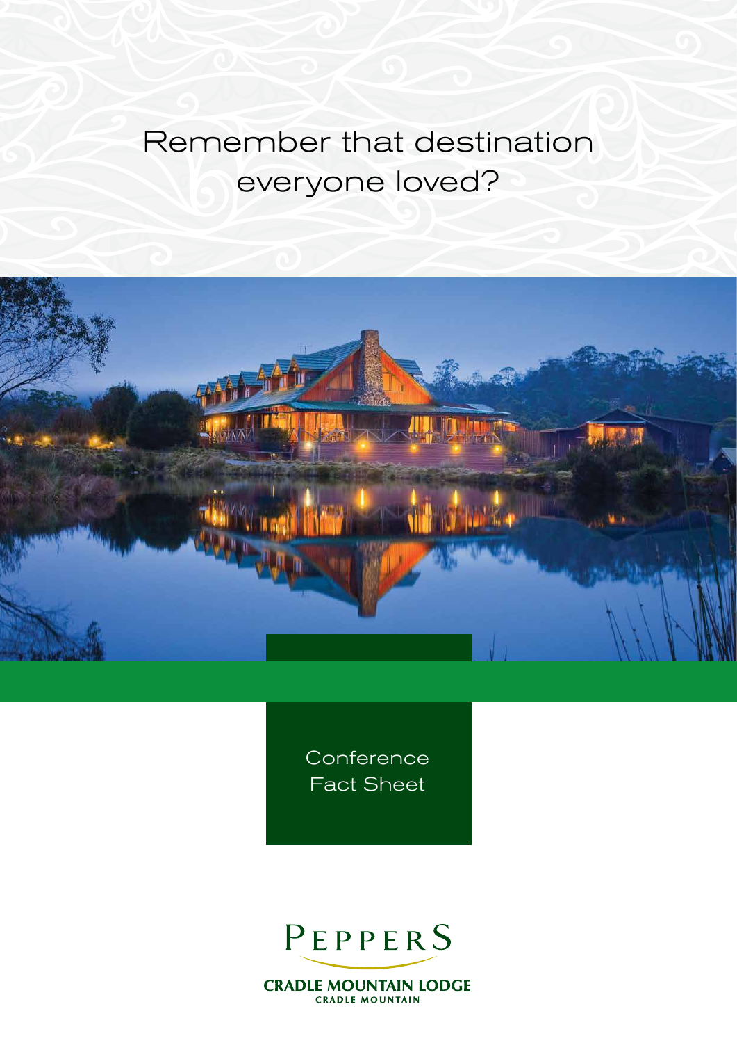# Remember that destination everyone loved?

Conference
Fact Sheet

PEPPERS

CRADLE MOUNTAIN LODGE
CRADLE MOUNTAIN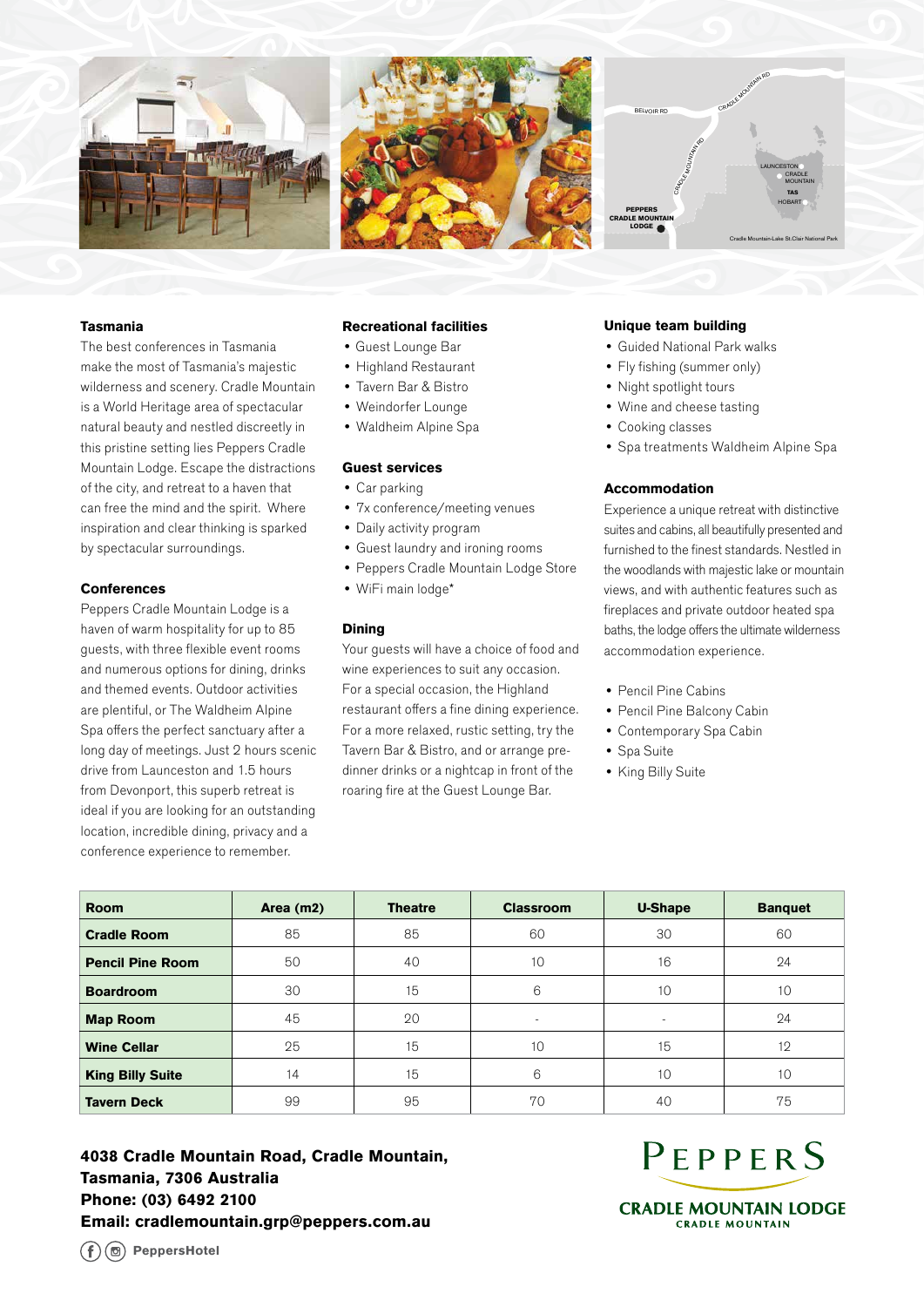### Tasmania

The best conferences in Tasmania make the most of Tasmania's majestic wilderness and scenery. Cradle Mountain is a World Heritage area of spectacular natural beauty and nestled discreetly in this pristine setting lies Peppers Cradle Mountain Lodge. Escape the distractions of the city, and retreat to a haven that can free the mind and the spirit. Where inspiration and clear thinking is sparked by spectacular surroundings.

### Conferences

Peppers Cradle Mountain Lodge is a haven of warm hospitality for up to 85 guests, with three flexible event rooms and numerous options for dining, drinks and themed events. Outdoor activities are plentiful, or The Waldheim Alpine Spa offers the perfect sanctuary after a long day of meetings. Just 2 hours scenic drive from Launceston and 1.5 hours from Devonport, this superb retreat is ideal if you are looking for an outstanding location, incredible dining, privacy and a conference experience to remember.

### Recreational facilities

- Guest Lounge Bar
- Highland Restaurant
- Tavern Bar & Bistro
- Weindorfer Lounge
- Waldheim Alpine Spa

### Guest services

- Car parking
- 7x conference/meeting venues
- Daily activity program
- Guest laundry and ironing rooms
- Peppers Cradle Mountain Lodge Store
- WiFi main lodge*

### Dining

Your guests will have a choice of food and wine experiences to suit any occasion. For a special occasion, the Highland restaurant offers a fine dining experience. For a more relaxed, rustic setting, try the Tavern Bar & Bistro, and or arrange pre-dinner drinks or a nightcap in front of the roaring fire at the Guest Lounge Bar.

### Unique team building

- Guided National Park walks
- Fly fishing (summer only)
- Night spotlight tours
- Wine and cheese tasting
- Cooking classes
- Spa treatments Waldheim Alpine Spa

### Accommodation

Experience a unique retreat with distinctive suites and cabins, all beautifully presented and furnished to the finest standards. Nestled in the woodlands with majestic lake or mountain views, and with authentic features such as fireplaces and private outdoor heated spa baths, the lodge offers the ultimate wilderness accommodation experience.

- Pencil Pine Cabins
- Pencil Pine Balcony Cabin
- Contemporary Spa Cabin
- Spa Suite
- King Billy Suite

| Room | Area (m2) | Theatre | Classroom | U-Shape | Banquet |
|---|---|---|---|---|---|
| **Cradle Room** | 85 | 85 | 60 | 30 | 60 |
| **Pencil Pine Room** | 50 | 40 | 10 | 16 | 24 |
| **Boardroom** | 30 | 15 | 6 | 10 | 10 |
| **Map Room** | 45 | 20 | - | - | 24 |
| **Wine Cellar** | 25 | 15 | 10 | 15 | 12 |
| **King Billy Suite** | 14 | 15 | 6 | 10 | 10 |
| **Tavern Deck** | 99 | 95 | 70 | 40 | 75 |

**4038 Cradle Mountain Road, Cradle Mountain, Tasmania, 7306 Australia**
**Phone: (03) 6492 2100**
**Email: cradlemountain.grp@peppers.com.au**

PeppersHotel

PEPPERS
CRADLE MOUNTAIN LODGE
CRADLE MOUNTAIN